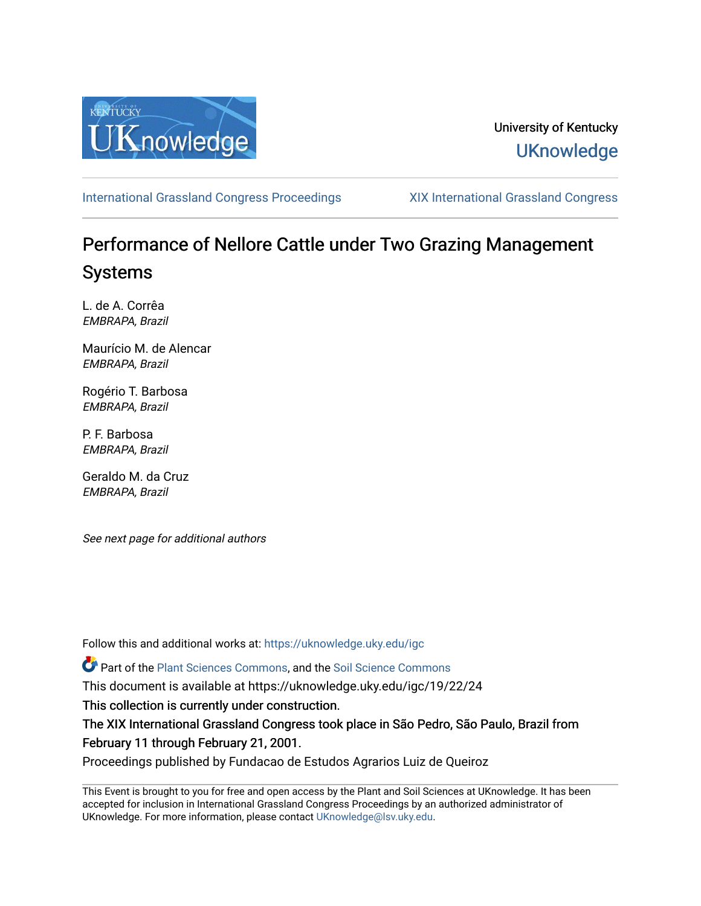University of Kentucky

UKnowledge

International Grassland Congress Proceedings | XIX International Grassland Congress

# Performance of Nellore Cattle under Two Grazing Management Systems

L. de A. Corrêa
*EMBRAPA, Brazil*

Maurício M. de Alencar
*EMBRAPA, Brazil*

Rogério T. Barbosa
*EMBRAPA, Brazil*

P. F. Barbosa
*EMBRAPA, Brazil*

Geraldo M. da Cruz
*EMBRAPA, Brazil*

*See next page for additional authors*

Follow this and additional works at: https://uknowledge.uky.edu/igc

Part of the Plant Sciences Commons, and the Soil Science Commons

This document is available at https://uknowledge.uky.edu/igc/19/22/24

This collection is currently under construction.

The XIX International Grassland Congress took place in São Pedro, São Paulo, Brazil from February 11 through February 21, 2001.

Proceedings published by Fundacao de Estudos Agrarios Luiz de Queiroz

This Event is brought to you for free and open access by the Plant and Soil Sciences at UKnowledge. It has been accepted for inclusion in International Grassland Congress Proceedings by an authorized administrator of UKnowledge. For more information, please contact UKnowledge@lsv.uky.edu.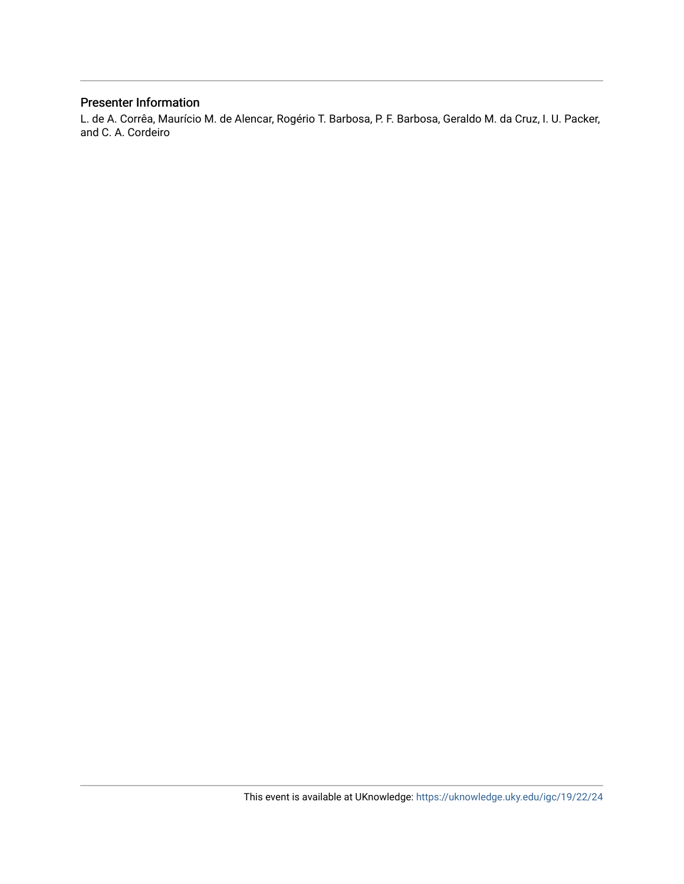## Presenter Information

L. de A. Corrêa, Maurício M. de Alencar, Rogério T. Barbosa, P. F. Barbosa, Geraldo M. da Cruz, I. U. Packer, and C. A. Cordeiro

This event is available at UKnowledge: https://uknowledge.uky.edu/igc/19/22/24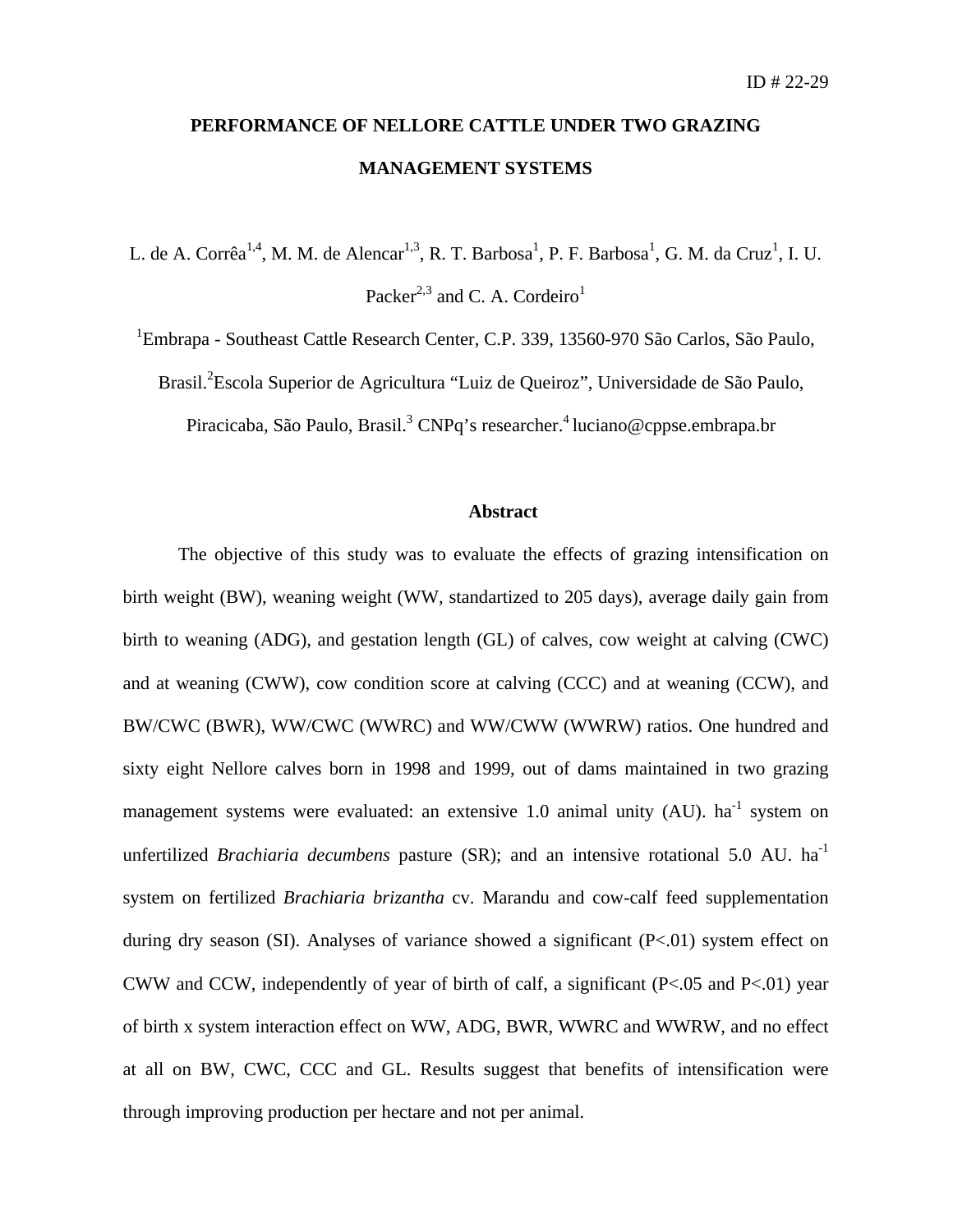ID # 22-29

# PERFORMANCE OF NELLORE CATTLE UNDER TWO GRAZING MANAGEMENT SYSTEMS

L. de A. Corrêa[1,4], M. M. de Alencar[1,3], R. T. Barbosa[1], P. F. Barbosa[1], G. M. da Cruz[1], I. U. Packer[2,3] and C. A. Cordeiro[1]

[1]Embrapa - Southeast Cattle Research Center, C.P. 339, 13560-970 São Carlos, São Paulo, Brasil.[2]Escola Superior de Agricultura "Luiz de Queiroz", Universidade de São Paulo, Piracicaba, São Paulo, Brasil.[3] CNPq's researcher.[4] luciano@cppse.embrapa.br

## Abstract

The objective of this study was to evaluate the effects of grazing intensification on birth weight (BW), weaning weight (WW, standartized to 205 days), average daily gain from birth to weaning (ADG), and gestation length (GL) of calves, cow weight at calving (CWC) and at weaning (CWW), cow condition score at calving (CCC) and at weaning (CCW), and BW/CWC (BWR), WW/CWC (WWRC) and WW/CWW (WWRW) ratios. One hundred and sixty eight Nellore calves born in 1998 and 1999, out of dams maintained in two grazing management systems were evaluated: an extensive 1.0 animal unity (AU). $ha^{-1}$ system on unfertilized *Brachiaria decumbens* pasture (SR); and an intensive rotational 5.0 AU. $ha^{-1}$ system on fertilized *Brachiaria brizantha* cv. Marandu and cow-calf feed supplementation during dry season (SI). Analyses of variance showed a significant (P<.01) system effect on CWW and CCW, independently of year of birth of calf, a significant (P<.05 and P<.01) year of birth x system interaction effect on WW, ADG, BWR, WWRC and WWRW, and no effect at all on BW, CWC, CCC and GL. Results suggest that benefits of intensification were through improving production per hectare and not per animal.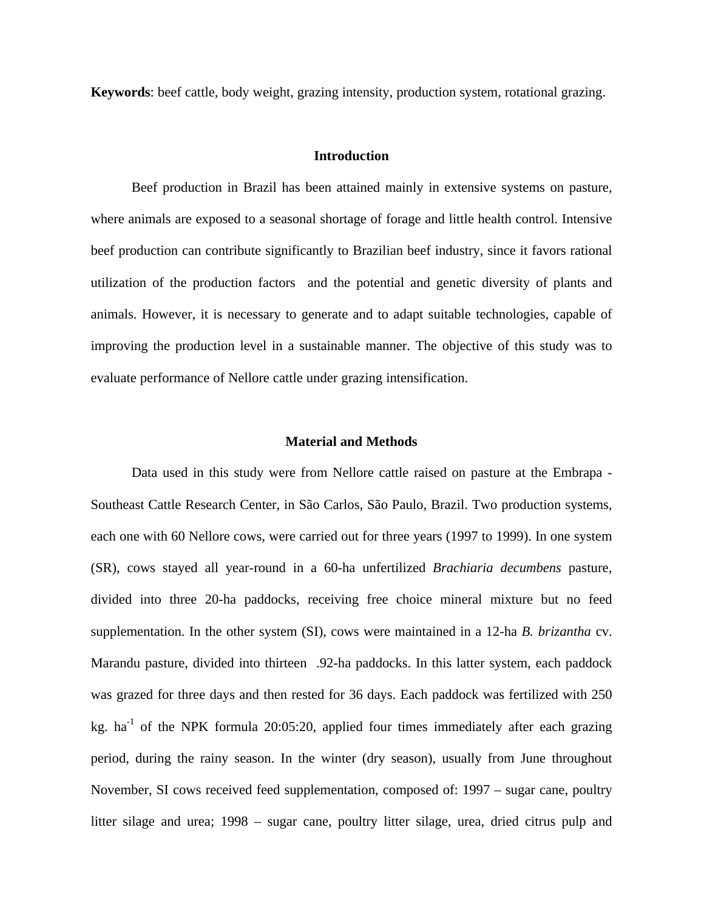**Keywords**: beef cattle, body weight, grazing intensity, production system, rotational grazing.

## Introduction

Beef production in Brazil has been attained mainly in extensive systems on pasture, where animals are exposed to a seasonal shortage of forage and little health control. Intensive beef production can contribute significantly to Brazilian beef industry, since it favors rational utilization of the production factors and the potential and genetic diversity of plants and animals. However, it is necessary to generate and to adapt suitable technologies, capable of improving the production level in a sustainable manner. The objective of this study was to evaluate performance of Nellore cattle under grazing intensification.

## Material and Methods

Data used in this study were from Nellore cattle raised on pasture at the Embrapa - Southeast Cattle Research Center, in São Carlos, São Paulo, Brazil. Two production systems, each one with 60 Nellore cows, were carried out for three years (1997 to 1999). In one system (SR), cows stayed all year-round in a 60-ha unfertilized *Brachiaria decumbens* pasture, divided into three 20-ha paddocks, receiving free choice mineral mixture but no feed supplementation. In the other system (SI), cows were maintained in a 12-ha *B. brizantha* cv. Marandu pasture, divided into thirteen .92-ha paddocks. In this latter system, each paddock was grazed for three days and then rested for 36 days. Each paddock was fertilized with 250 kg. ha$^{-1}$ of the NPK formula 20:05:20, applied four times immediately after each grazing period, during the rainy season. In the winter (dry season), usually from June throughout November, SI cows received feed supplementation, composed of: 1997 – sugar cane, poultry litter silage and urea; 1998 – sugar cane, poultry litter silage, urea, dried citrus pulp and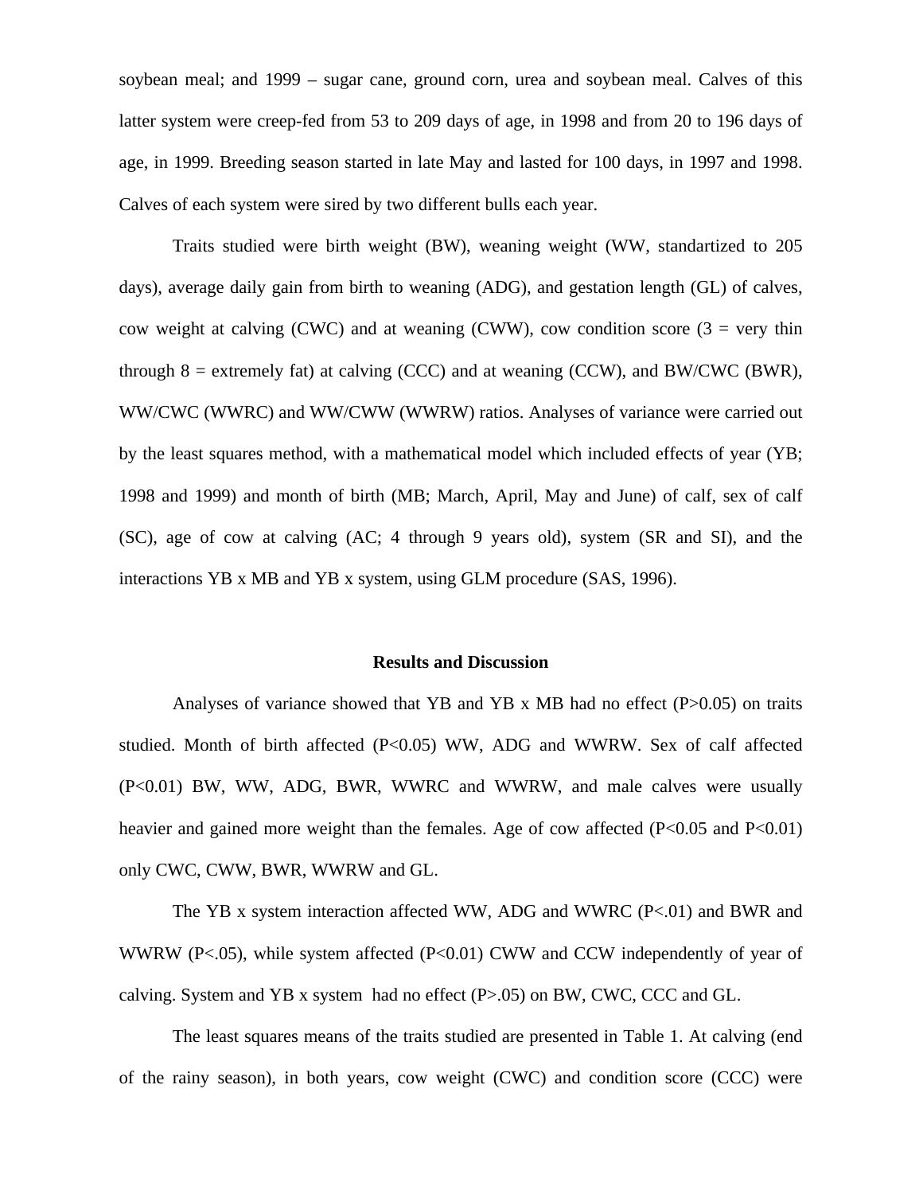soybean meal; and 1999 – sugar cane, ground corn, urea and soybean meal. Calves of this latter system were creep-fed from 53 to 209 days of age, in 1998 and from 20 to 196 days of age, in 1999. Breeding season started in late May and lasted for 100 days, in 1997 and 1998. Calves of each system were sired by two different bulls each year.

Traits studied were birth weight (BW), weaning weight (WW, standartized to 205 days), average daily gain from birth to weaning (ADG), and gestation length (GL) of calves, cow weight at calving (CWC) and at weaning (CWW), cow condition score (3 = very thin through 8 = extremely fat) at calving (CCC) and at weaning (CCW), and BW/CWC (BWR), WW/CWC (WWRC) and WW/CWW (WWRW) ratios. Analyses of variance were carried out by the least squares method, with a mathematical model which included effects of year (YB; 1998 and 1999) and month of birth (MB; March, April, May and June) of calf, sex of calf (SC), age of cow at calving (AC; 4 through 9 years old), system (SR and SI), and the interactions YB x MB and YB x system, using GLM procedure (SAS, 1996).

## Results and Discussion

Analyses of variance showed that YB and YB x MB had no effect ($P>0.05$) on traits studied. Month of birth affected ($P<0.05$) WW, ADG and WWRW. Sex of calf affected ($P<0.01$) BW, WW, ADG, BWR, WWRC and WWRW, and male calves were usually heavier and gained more weight than the females. Age of cow affected ($P<0.05$ and $P<0.01$) only CWC, CWW, BWR, WWRW and GL.

The YB x system interaction affected WW, ADG and WWRC ($P<.01$) and BWR and WWRW ($P<.05$), while system affected ($P<0.01$) CWW and CCW independently of year of calving. System and YB x system had no effect ($P>.05$) on BW, CWC, CCC and GL.

The least squares means of the traits studied are presented in Table 1. At calving (end of the rainy season), in both years, cow weight (CWC) and condition score (CCC) were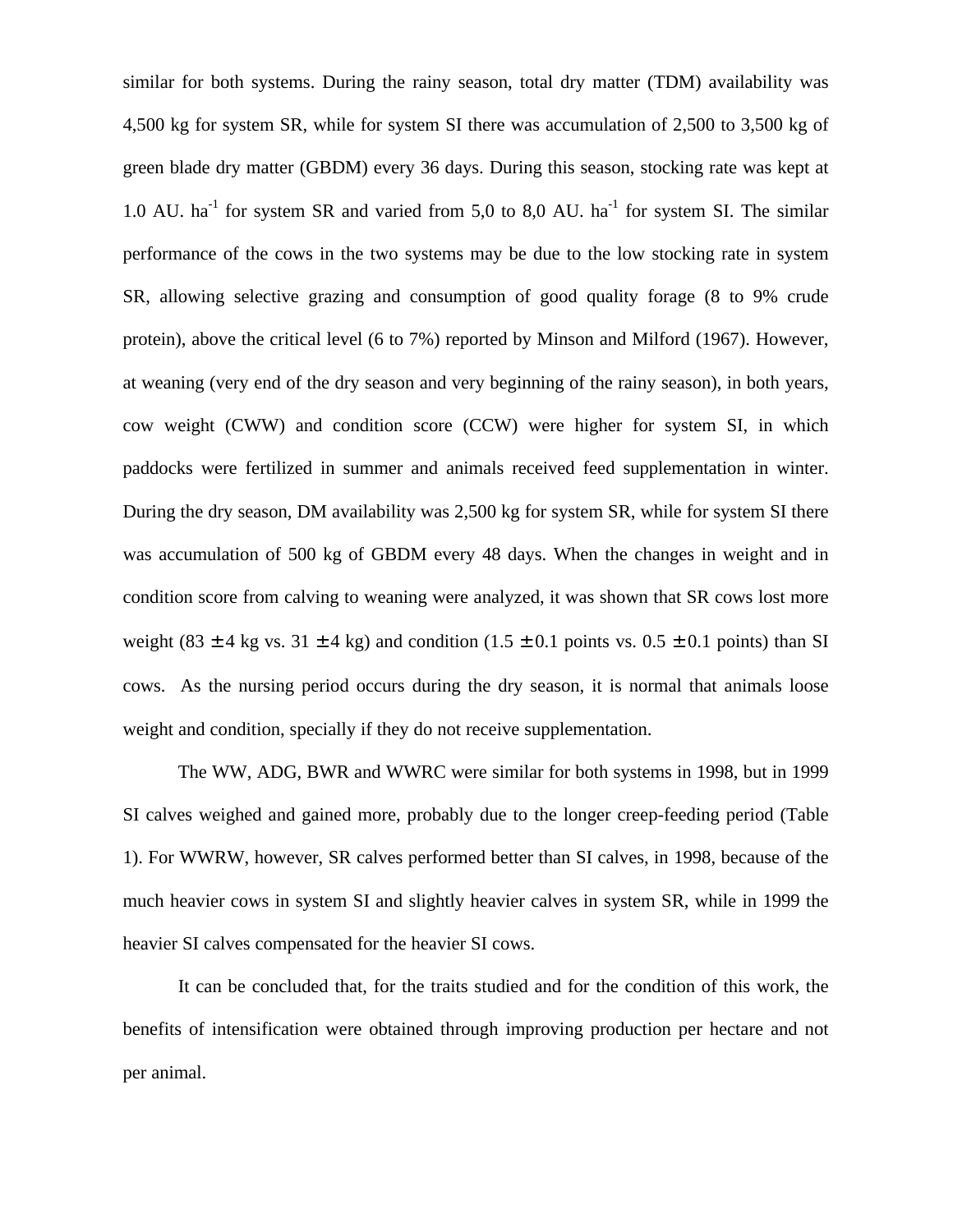similar for both systems. During the rainy season, total dry matter (TDM) availability was 4,500 kg for system SR, while for system SI there was accumulation of 2,500 to 3,500 kg of green blade dry matter (GBDM) every 36 days. During this season, stocking rate was kept at 1.0 AU. ha$^{-1}$ for system SR and varied from 5,0 to 8,0 AU. ha$^{-1}$ for system SI. The similar performance of the cows in the two systems may be due to the low stocking rate in system SR, allowing selective grazing and consumption of good quality forage (8 to 9% crude protein), above the critical level (6 to 7%) reported by Minson and Milford (1967). However, at weaning (very end of the dry season and very beginning of the rainy season), in both years, cow weight (CWW) and condition score (CCW) were higher for system SI, in which paddocks were fertilized in summer and animals received feed supplementation in winter. During the dry season, DM availability was 2,500 kg for system SR, while for system SI there was accumulation of 500 kg of GBDM every 48 days. When the changes in weight and in condition score from calving to weaning were analyzed, it was shown that SR cows lost more weight (83 $\pm$ 4 kg vs. 31 $\pm$ 4 kg) and condition (1.5 $\pm$ 0.1 points vs. 0.5 $\pm$ 0.1 points) than SI cows. As the nursing period occurs during the dry season, it is normal that animals loose weight and condition, specially if they do not receive supplementation.

The WW, ADG, BWR and WWRC were similar for both systems in 1998, but in 1999 SI calves weighed and gained more, probably due to the longer creep-feeding period (Table 1). For WWRW, however, SR calves performed better than SI calves, in 1998, because of the much heavier cows in system SI and slightly heavier calves in system SR, while in 1999 the heavier SI calves compensated for the heavier SI cows.

It can be concluded that, for the traits studied and for the condition of this work, the benefits of intensification were obtained through improving production per hectare and not per animal.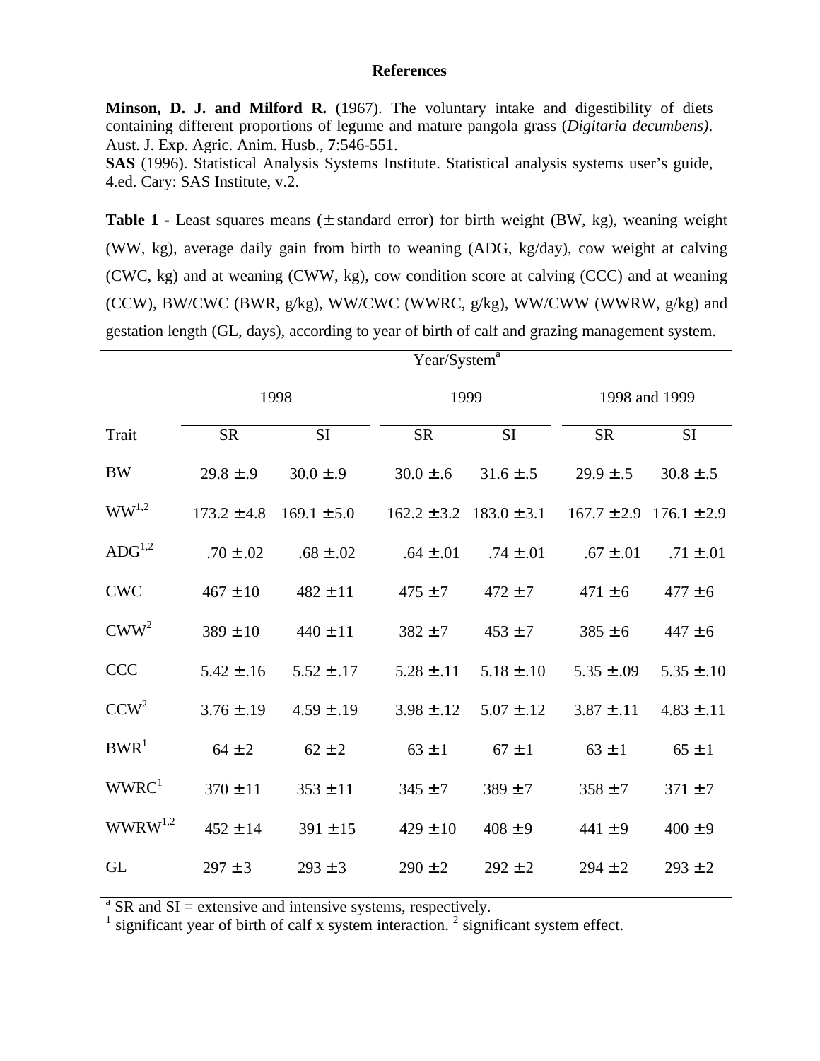## References

**Minson, D. J. and Milford R.** (1967). The voluntary intake and digestibility of diets containing different proportions of legume and mature pangola grass (*Digitaria decumbens)*. Aust. J. Exp. Agric. Anim. Husb., **7**:546-551.

**SAS** (1996). Statistical Analysis Systems Institute. Statistical analysis systems user's guide, 4.ed. Cary: SAS Institute, v.2.

**Table 1 -** Least squares means (± standard error) for birth weight (BW, kg), weaning weight (WW, kg), average daily gain from birth to weaning (ADG, kg/day), cow weight at calving (CWC, kg) and at weaning (CWW, kg), cow condition score at calving (CCC) and at weaning (CCW), BW/CWC (BWR, g/kg), WW/CWC (WWRC, g/kg), WW/CWW (WWRW, g/kg) and gestation length (GL, days), according to year of birth of calf and grazing management system.

| | Year/System[a] | | | | | |
|---|---|---|---|---|---|---|
| | 1998 | | 1999 | | 1998 and 1999 | |
| Trait | SR | SI | SR | SI | SR | SI |
| BW | 29.8 ± .9 | 30.0 ± .9 | 30.0 ± .6 | 31.6 ± .5 | 29.9 ± .5 | 30.8 ± .5 |
| WW[1,2] | 173.2 ± 4.8 | 169.1 ± 5.0 | 162.2 ± 3.2 | 183.0 ± 3.1 | 167.7 ± 2.9 | 176.1 ± 2.9 |
| ADG[1,2] | .70 ± .02 | .68 ± .02 | .64 ± .01 | .74 ± .01 | .67 ± .01 | .71 ± .01 |
| CWC | 467 ± 10 | 482 ± 11 | 475 ± 7 | 472 ± 7 | 471 ± 6 | 477 ± 6 |
| CWW[2] | 389 ± 10 | 440 ± 11 | 382 ± 7 | 453 ± 7 | 385 ± 6 | 447 ± 6 |
| CCC | 5.42 ± .16 | 5.52 ± .17 | 5.28 ± .11 | 5.18 ± .10 | 5.35 ± .09 | 5.35 ± .10 |
| CCW[2] | 3.76 ± .19 | 4.59 ± .19 | 3.98 ± .12 | 5.07 ± .12 | 3.87 ± .11 | 4.83 ± .11 |
| BWR[1] | 64 ± 2 | 62 ± 2 | 63 ± 1 | 67 ± 1 | 63 ± 1 | 65 ± 1 |
| WWRC[1] | 370 ± 11 | 353 ± 11 | 345 ± 7 | 389 ± 7 | 358 ± 7 | 371 ± 7 |
| WWRW[1,2] | 452 ± 14 | 391 ± 15 | 429 ± 10 | 408 ± 9 | 441 ± 9 | 400 ± 9 |
| GL | 297 ± 3 | 293 ± 3 | 290 ± 2 | 292 ± 2 | 294 ± 2 | 293 ± 2 |

[a] SR and SI = extensive and intensive systems, respectively.
[1] significant year of birth of calf x system interaction. [2] significant system effect.